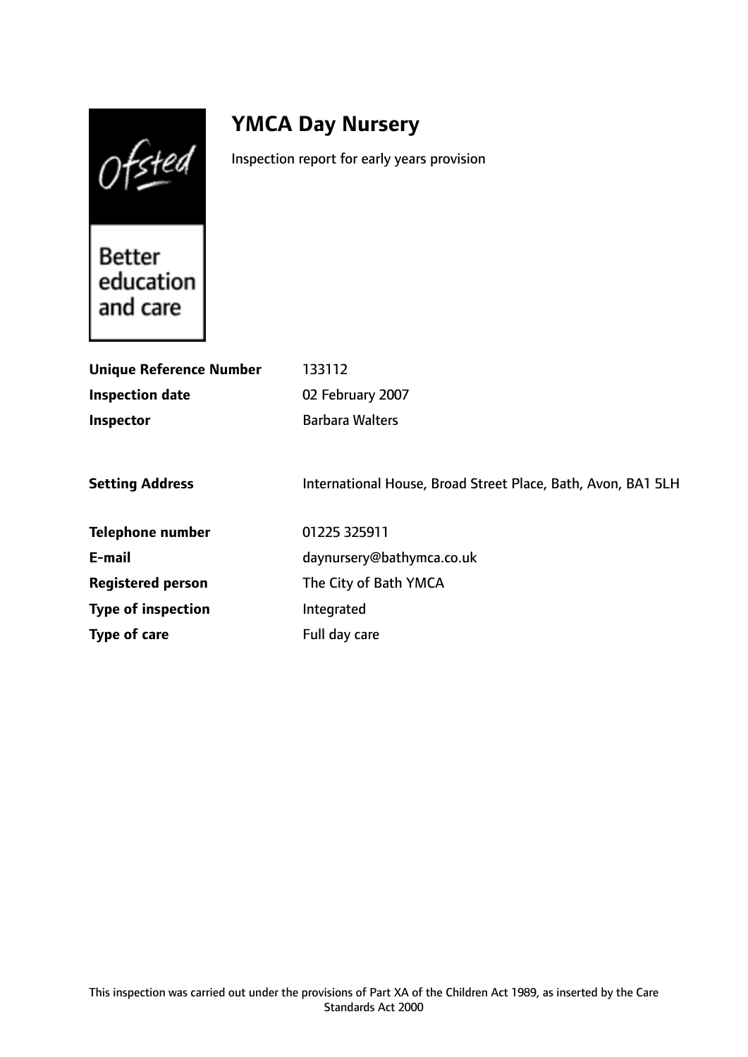# YMCA Day Nursery

Inspection report for early years provision

Ofsted

Better education and care

| | |
|---|---|
| **Unique Reference Number** | 133112 |
| **Inspection date** | 02 February 2007 |
| **Inspector** | Barbara Walters |
| **Setting Address** | International House, Broad Street Place, Bath, Avon, BA1 5LH |
| **Telephone number** | 01225 325911 |
| **E-mail** | daynursery@bathymca.co.uk |
| **Registered person** | The City of Bath YMCA |
| **Type of inspection** | Integrated |
| **Type of care** | Full day care |

This inspection was carried out under the provisions of Part XA of the Children Act 1989, as inserted by the Care Standards Act 2000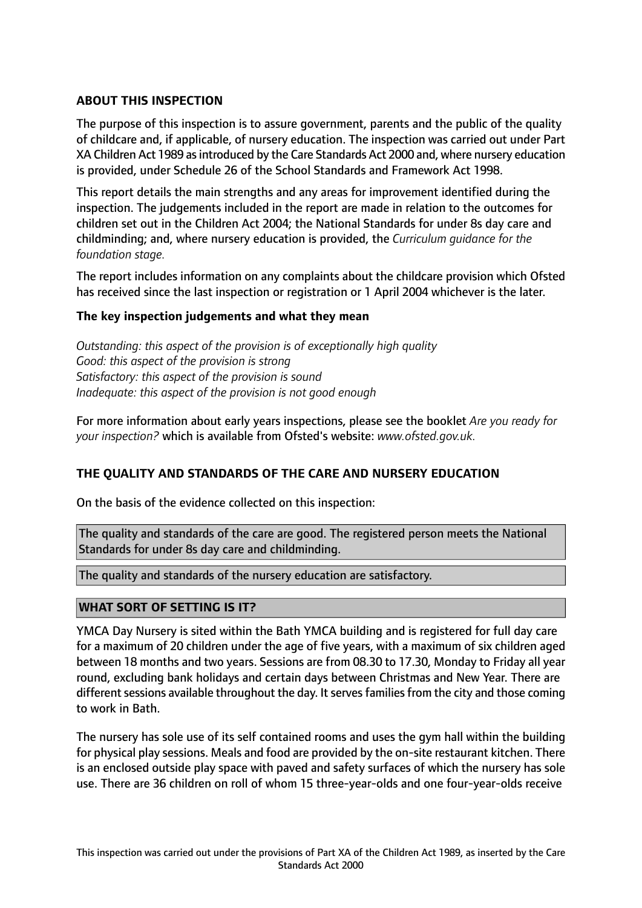**ABOUT THIS INSPECTION**

The purpose of this inspection is to assure government, parents and the public of the quality of childcare and, if applicable, of nursery education. The inspection was carried out under Part XA Children Act 1989 as introduced by the Care Standards Act 2000 and, where nursery education is provided, under Schedule 26 of the School Standards and Framework Act 1998.

This report details the main strengths and any areas for improvement identified during the inspection. The judgements included in the report are made in relation to the outcomes for children set out in the Children Act 2004; the National Standards for under 8s day care and childminding; and, where nursery education is provided, the *Curriculum guidance for the foundation stage.*

The report includes information on any complaints about the childcare provision which Ofsted has received since the last inspection or registration or 1 April 2004 whichever is the later.

**The key inspection judgements and what they mean**

*Outstanding: this aspect of the provision is of exceptionally high quality*
*Good: this aspect of the provision is strong*
*Satisfactory: this aspect of the provision is sound*
*Inadequate: this aspect of the provision is not good enough*

For more information about early years inspections, please see the booklet *Are you ready for your inspection?* which is available from Ofsted's website: *www.ofsted.gov.uk.*

**THE QUALITY AND STANDARDS OF THE CARE AND NURSERY EDUCATION**

On the basis of the evidence collected on this inspection:

The quality and standards of the care are good. The registered person meets the National Standards for under 8s day care and childminding.

The quality and standards of the nursery education are satisfactory.

**WHAT SORT OF SETTING IS IT?**

YMCA Day Nursery is sited within the Bath YMCA building and is registered for full day care for a maximum of 20 children under the age of five years, with a maximum of six children aged between 18 months and two years. Sessions are from 08.30 to 17.30, Monday to Friday all year round, excluding bank holidays and certain days between Christmas and New Year. There are different sessions available throughout the day. It serves families from the city and those coming to work in Bath.

The nursery has sole use of its self contained rooms and uses the gym hall within the building for physical play sessions. Meals and food are provided by the on-site restaurant kitchen. There is an enclosed outside play space with paved and safety surfaces of which the nursery has sole use. There are 36 children on roll of whom 15 three-year-olds and one four-year-olds receive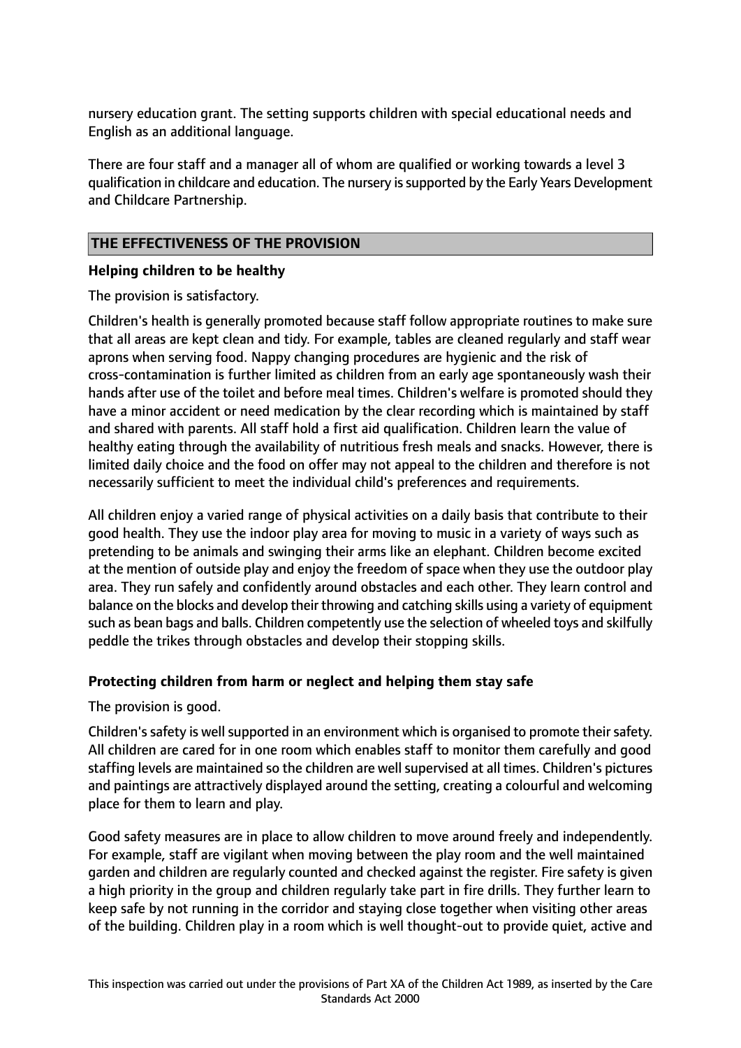nursery education grant. The setting supports children with special educational needs and English as an additional language.

There are four staff and a manager all of whom are qualified or working towards a level 3 qualification in childcare and education. The nursery is supported by the Early Years Development and Childcare Partnership.

## THE EFFECTIVENESS OF THE PROVISION

### Helping children to be healthy

The provision is satisfactory.

Children's health is generally promoted because staff follow appropriate routines to make sure that all areas are kept clean and tidy. For example, tables are cleaned regularly and staff wear aprons when serving food. Nappy changing procedures are hygienic and the risk of cross-contamination is further limited as children from an early age spontaneously wash their hands after use of the toilet and before meal times. Children's welfare is promoted should they have a minor accident or need medication by the clear recording which is maintained by staff and shared with parents. All staff hold a first aid qualification. Children learn the value of healthy eating through the availability of nutritious fresh meals and snacks. However, there is limited daily choice and the food on offer may not appeal to the children and therefore is not necessarily sufficient to meet the individual child's preferences and requirements.

All children enjoy a varied range of physical activities on a daily basis that contribute to their good health. They use the indoor play area for moving to music in a variety of ways such as pretending to be animals and swinging their arms like an elephant. Children become excited at the mention of outside play and enjoy the freedom of space when they use the outdoor play area. They run safely and confidently around obstacles and each other. They learn control and balance on the blocks and develop their throwing and catching skills using a variety of equipment such as bean bags and balls. Children competently use the selection of wheeled toys and skilfully peddle the trikes through obstacles and develop their stopping skills.

### Protecting children from harm or neglect and helping them stay safe

The provision is good.

Children's safety is well supported in an environment which is organised to promote their safety. All children are cared for in one room which enables staff to monitor them carefully and good staffing levels are maintained so the children are well supervised at all times. Children's pictures and paintings are attractively displayed around the setting, creating a colourful and welcoming place for them to learn and play.

Good safety measures are in place to allow children to move around freely and independently. For example, staff are vigilant when moving between the play room and the well maintained garden and children are regularly counted and checked against the register. Fire safety is given a high priority in the group and children regularly take part in fire drills. They further learn to keep safe by not running in the corridor and staying close together when visiting other areas of the building. Children play in a room which is well thought-out to provide quiet, active and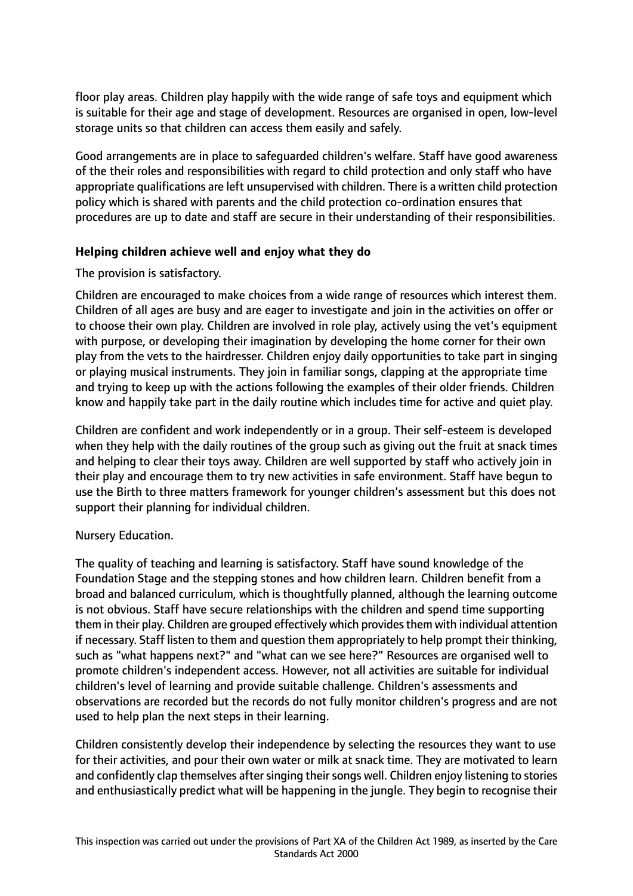floor play areas. Children play happily with the wide range of safe toys and equipment which is suitable for their age and stage of development. Resources are organised in open, low-level storage units so that children can access them easily and safely.

Good arrangements are in place to safeguarded children's welfare. Staff have good awareness of the their roles and responsibilities with regard to child protection and only staff who have appropriate qualifications are left unsupervised with children. There is a written child protection policy which is shared with parents and the child protection co-ordination ensures that procedures are up to date and staff are secure in their understanding of their responsibilities.

**Helping children achieve well and enjoy what they do**

The provision is satisfactory.

Children are encouraged to make choices from a wide range of resources which interest them. Children of all ages are busy and are eager to investigate and join in the activities on offer or to choose their own play. Children are involved in role play, actively using the vet's equipment with purpose, or developing their imagination by developing the home corner for their own play from the vets to the hairdresser. Children enjoy daily opportunities to take part in singing or playing musical instruments. They join in familiar songs, clapping at the appropriate time and trying to keep up with the actions following the examples of their older friends. Children know and happily take part in the daily routine which includes time for active and quiet play.

Children are confident and work independently or in a group. Their self-esteem is developed when they help with the daily routines of the group such as giving out the fruit at snack times and helping to clear their toys away. Children are well supported by staff who actively join in their play and encourage them to try new activities in safe environment. Staff have begun to use the Birth to three matters framework for younger children's assessment but this does not support their planning for individual children.

Nursery Education.

The quality of teaching and learning is satisfactory. Staff have sound knowledge of the Foundation Stage and the stepping stones and how children learn. Children benefit from a broad and balanced curriculum, which is thoughtfully planned, although the learning outcome is not obvious. Staff have secure relationships with the children and spend time supporting them in their play. Children are grouped effectively which provides them with individual attention if necessary. Staff listen to them and question them appropriately to help prompt their thinking, such as "what happens next?" and "what can we see here?" Resources are organised well to promote children's independent access. However, not all activities are suitable for individual children's level of learning and provide suitable challenge. Children's assessments and observations are recorded but the records do not fully monitor children's progress and are not used to help plan the next steps in their learning.

Children consistently develop their independence by selecting the resources they want to use for their activities, and pour their own water or milk at snack time. They are motivated to learn and confidently clap themselves after singing their songs well. Children enjoy listening to stories and enthusiastically predict what will be happening in the jungle. They begin to recognise their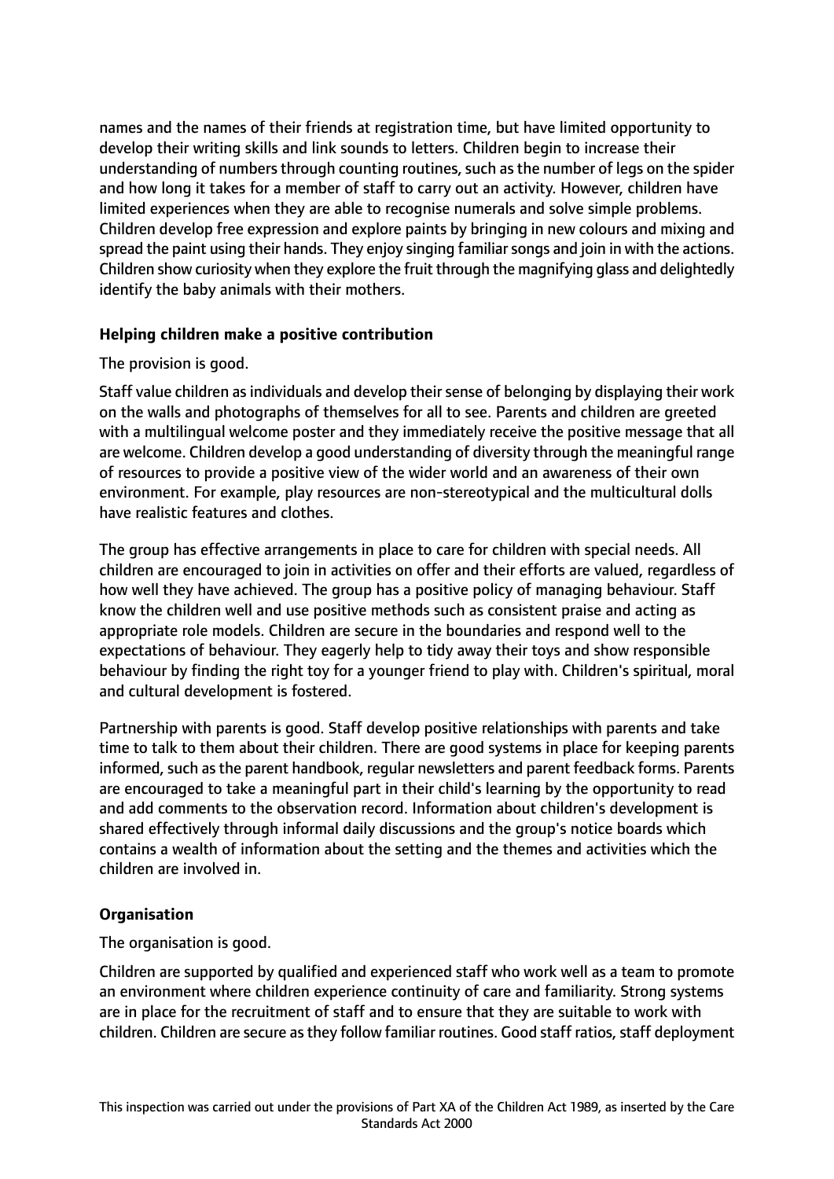names and the names of their friends at registration time, but have limited opportunity to develop their writing skills and link sounds to letters. Children begin to increase their understanding of numbers through counting routines, such as the number of legs on the spider and how long it takes for a member of staff to carry out an activity. However, children have limited experiences when they are able to recognise numerals and solve simple problems. Children develop free expression and explore paints by bringing in new colours and mixing and spread the paint using their hands. They enjoy singing familiar songs and join in with the actions. Children show curiosity when they explore the fruit through the magnifying glass and delightedly identify the baby animals with their mothers.

**Helping children make a positive contribution**

The provision is good.

Staff value children as individuals and develop their sense of belonging by displaying their work on the walls and photographs of themselves for all to see. Parents and children are greeted with a multilingual welcome poster and they immediately receive the positive message that all are welcome. Children develop a good understanding of diversity through the meaningful range of resources to provide a positive view of the wider world and an awareness of their own environment. For example, play resources are non-stereotypical and the multicultural dolls have realistic features and clothes.

The group has effective arrangements in place to care for children with special needs. All children are encouraged to join in activities on offer and their efforts are valued, regardless of how well they have achieved. The group has a positive policy of managing behaviour. Staff know the children well and use positive methods such as consistent praise and acting as appropriate role models. Children are secure in the boundaries and respond well to the expectations of behaviour. They eagerly help to tidy away their toys and show responsible behaviour by finding the right toy for a younger friend to play with. Children's spiritual, moral and cultural development is fostered.

Partnership with parents is good. Staff develop positive relationships with parents and take time to talk to them about their children. There are good systems in place for keeping parents informed, such as the parent handbook, regular newsletters and parent feedback forms. Parents are encouraged to take a meaningful part in their child's learning by the opportunity to read and add comments to the observation record. Information about children's development is shared effectively through informal daily discussions and the group's notice boards which contains a wealth of information about the setting and the themes and activities which the children are involved in.

**Organisation**

The organisation is good.

Children are supported by qualified and experienced staff who work well as a team to promote an environment where children experience continuity of care and familiarity. Strong systems are in place for the recruitment of staff and to ensure that they are suitable to work with children. Children are secure as they follow familiar routines. Good staff ratios, staff deployment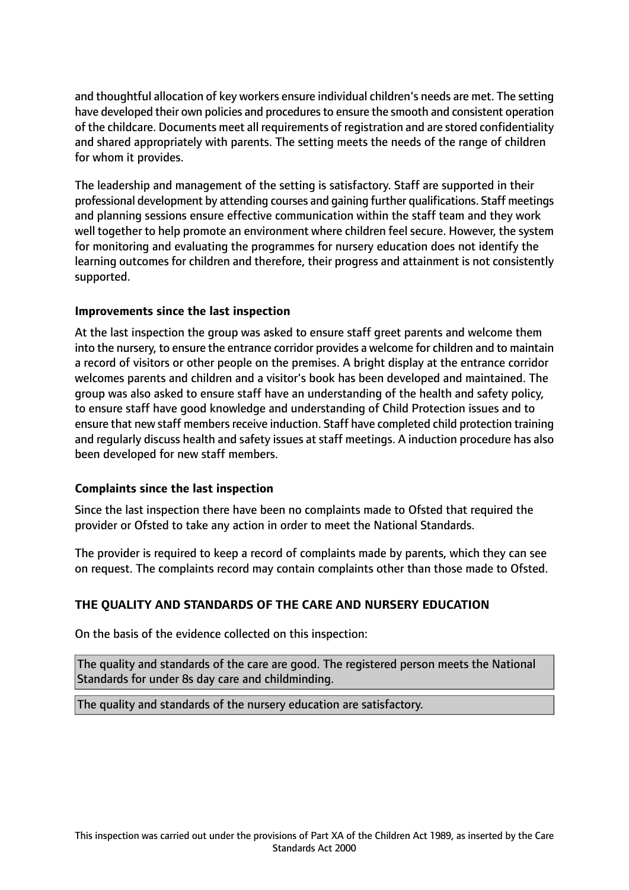and thoughtful allocation of key workers ensure individual children's needs are met. The setting have developed their own policies and procedures to ensure the smooth and consistent operation of the childcare. Documents meet all requirements of registration and are stored confidentiality and shared appropriately with parents. The setting meets the needs of the range of children for whom it provides.

The leadership and management of the setting is satisfactory. Staff are supported in their professional development by attending courses and gaining further qualifications. Staff meetings and planning sessions ensure effective communication within the staff team and they work well together to help promote an environment where children feel secure. However, the system for monitoring and evaluating the programmes for nursery education does not identify the learning outcomes for children and therefore, their progress and attainment is not consistently supported.

**Improvements since the last inspection**

At the last inspection the group was asked to ensure staff greet parents and welcome them into the nursery, to ensure the entrance corridor provides a welcome for children and to maintain a record of visitors or other people on the premises. A bright display at the entrance corridor welcomes parents and children and a visitor's book has been developed and maintained. The group was also asked to ensure staff have an understanding of the health and safety policy, to ensure staff have good knowledge and understanding of Child Protection issues and to ensure that new staff members receive induction. Staff have completed child protection training and regularly discuss health and safety issues at staff meetings. A induction procedure has also been developed for new staff members.

**Complaints since the last inspection**

Since the last inspection there have been no complaints made to Ofsted that required the provider or Ofsted to take any action in order to meet the National Standards.

The provider is required to keep a record of complaints made by parents, which they can see on request. The complaints record may contain complaints other than those made to Ofsted.

**THE QUALITY AND STANDARDS OF THE CARE AND NURSERY EDUCATION**

On the basis of the evidence collected on this inspection:

The quality and standards of the care are good. The registered person meets the National Standards for under 8s day care and childminding.

The quality and standards of the nursery education are satisfactory.

This inspection was carried out under the provisions of Part XA of the Children Act 1989, as inserted by the Care Standards Act 2000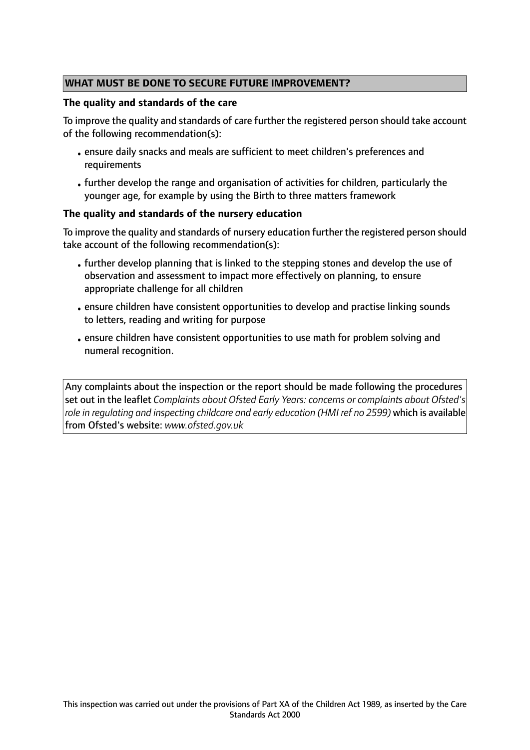## WHAT MUST BE DONE TO SECURE FUTURE IMPROVEMENT?

### The quality and standards of the care

To improve the quality and standards of care further the registered person should take account of the following recommendation(s):

- ensure daily snacks and meals are sufficient to meet children's preferences and requirements
- further develop the range and organisation of activities for children, particularly the younger age, for example by using the Birth to three matters framework

### The quality and standards of the nursery education

To improve the quality and standards of nursery education further the registered person should take account of the following recommendation(s):

- further develop planning that is linked to the stepping stones and develop the use of observation and assessment to impact more effectively on planning, to ensure appropriate challenge for all children
- ensure children have consistent opportunities to develop and practise linking sounds to letters, reading and writing for purpose
- ensure children have consistent opportunities to use math for problem solving and numeral recognition.

Any complaints about the inspection or the report should be made following the procedures set out in the leaflet *Complaints about Ofsted Early Years: concerns or complaints about Ofsted's role in regulating and inspecting childcare and early education (HMI ref no 2599)* which is available from Ofsted's website: *www.ofsted.gov.uk*

This inspection was carried out under the provisions of Part XA of the Children Act 1989, as inserted by the Care Standards Act 2000